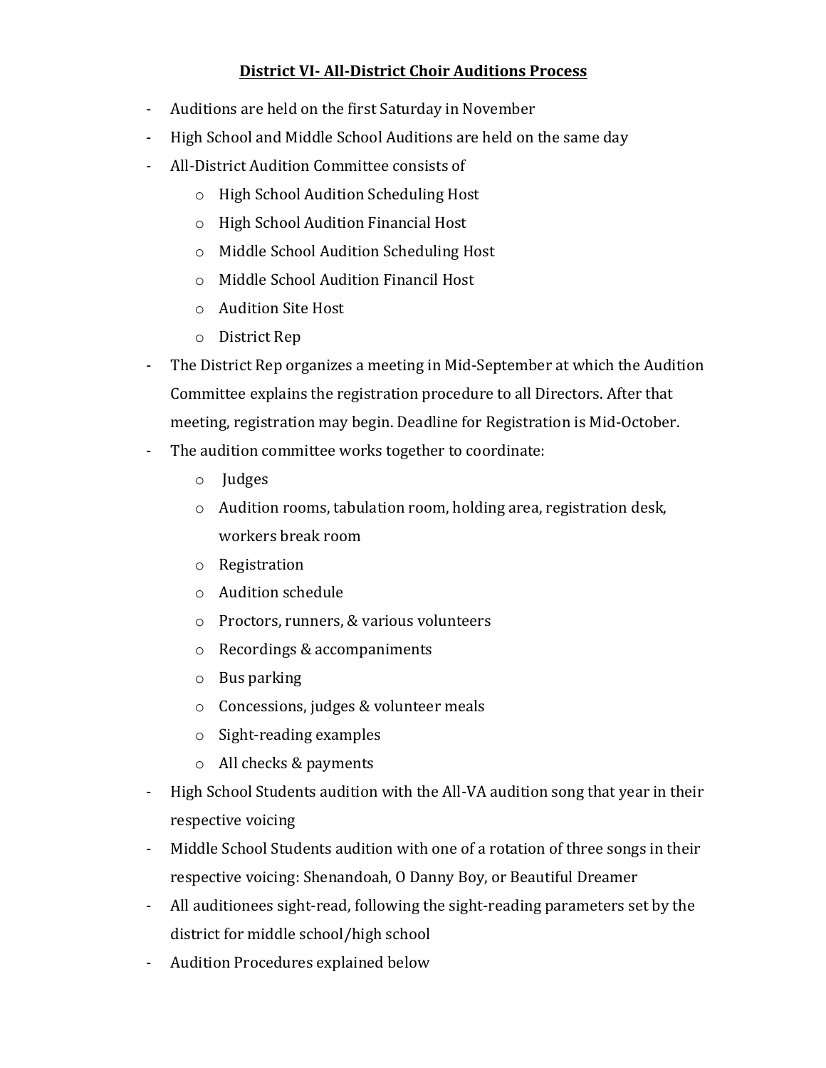# District VI- All-District Choir Auditions Process

- Auditions are held on the first Saturday in November
- High School and Middle School Auditions are held on the same day
- All-District Audition Committee consists of
  - High School Audition Scheduling Host
  - High School Audition Financial Host
  - Middle School Audition Scheduling Host
  - Middle School Audition Financil Host
  - Audition Site Host
  - District Rep
- The District Rep organizes a meeting in Mid-September at which the Audition Committee explains the registration procedure to all Directors. After that meeting, registration may begin. Deadline for Registration is Mid-October.
- The audition committee works together to coordinate:
  - Judges
  - Audition rooms, tabulation room, holding area, registration desk, workers break room
  - Registration
  - Audition schedule
  - Proctors, runners, & various volunteers
  - Recordings & accompaniments
  - Bus parking
  - Concessions, judges & volunteer meals
  - Sight-reading examples
  - All checks & payments
- High School Students audition with the All-VA audition song that year in their respective voicing
- Middle School Students audition with one of a rotation of three songs in their respective voicing: Shenandoah, O Danny Boy, or Beautiful Dreamer
- All auditionees sight-read, following the sight-reading parameters set by the district for middle school/high school
- Audition Procedures explained below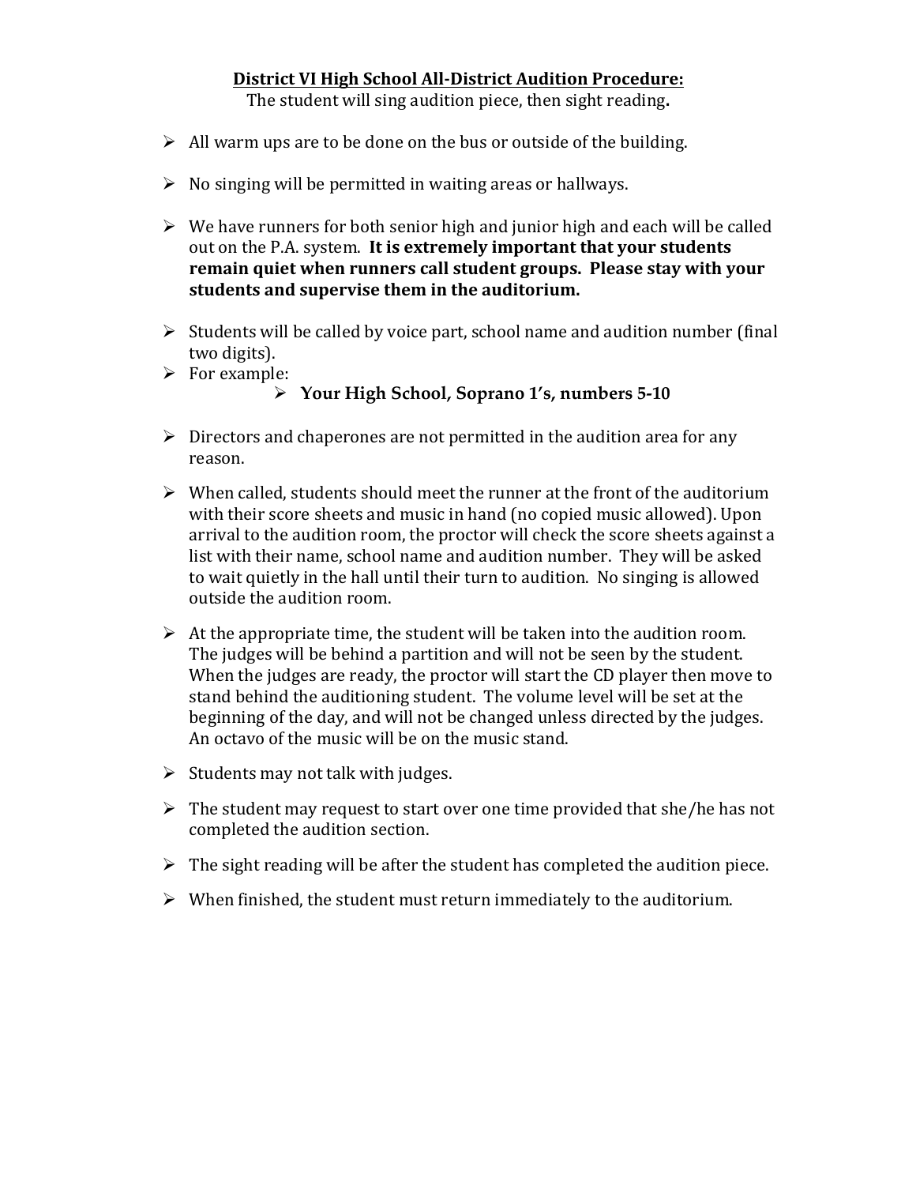**<u>District VI High School All-District Audition Procedure:</u>**

The student will sing audition piece, then sight reading**.**

- All warm ups are to be done on the bus or outside of the building.
- No singing will be permitted in waiting areas or hallways.
- We have runners for both senior high and junior high and each will be called out on the P.A. system. **It is extremely important that your students remain quiet when runners call student groups. Please stay with your students and supervise them in the auditorium.**
- Students will be called by voice part, school name and audition number (final two digits).
- For example:
    - **Your High School, Soprano 1's, numbers 5-10**
- Directors and chaperones are not permitted in the audition area for any reason.
- When called, students should meet the runner at the front of the auditorium with their score sheets and music in hand (no copied music allowed). Upon arrival to the audition room, the proctor will check the score sheets against a list with their name, school name and audition number. They will be asked to wait quietly in the hall until their turn to audition. No singing is allowed outside the audition room.
- At the appropriate time, the student will be taken into the audition room. The judges will be behind a partition and will not be seen by the student. When the judges are ready, the proctor will start the CD player then move to stand behind the auditioning student. The volume level will be set at the beginning of the day, and will not be changed unless directed by the judges. An octavo of the music will be on the music stand.
- Students may not talk with judges.
- The student may request to start over one time provided that she/he has not completed the audition section.
- The sight reading will be after the student has completed the audition piece.
- When finished, the student must return immediately to the auditorium.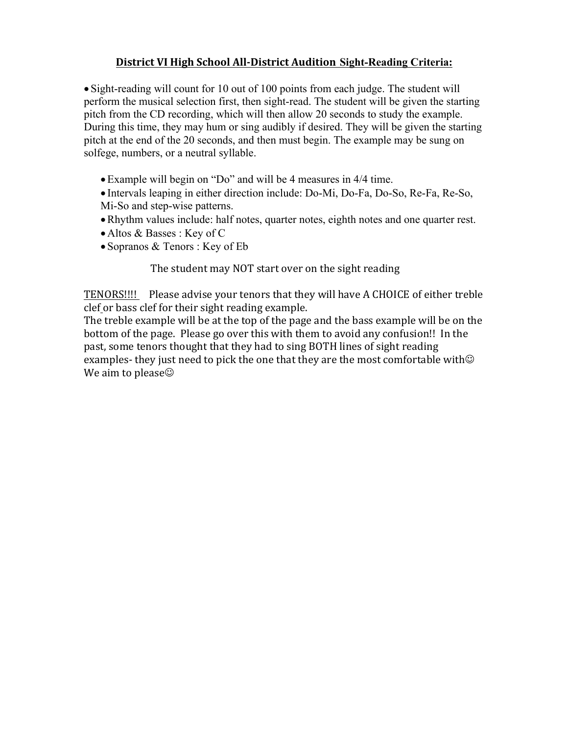## <u>District VI High School All-District Audition Sight-Reading Criteria:</u>

- Sight-reading will count for 10 out of 100 points from each judge. The student will perform the musical selection first, then sight-read. The student will be given the starting pitch from the CD recording, which will then allow 20 seconds to study the example. During this time, they may hum or sing audibly if desired. They will be given the starting pitch at the end of the 20 seconds, and then must begin. The example may be sung on solfege, numbers, or a neutral syllable.

  - Example will begin on "Do" and will be 4 measures in 4/4 time.
  - Intervals leaping in either direction include: Do-Mi, Do-Fa, Do-So, Re-Fa, Re-So, Mi-So and step-wise patterns.
  - Rhythm values include: half notes, quarter notes, eighth notes and one quarter rest.
  - Altos & Basses : Key of C
  - Sopranos & Tenors : Key of Eb

The student may NOT start over on the sight reading

<u>TENORS!!!!</u> Please advise your tenors that they will have A CHOICE of either treble clef or bass clef for their sight reading example.
The treble example will be at the top of the page and the bass example will be on the bottom of the page. Please go over this with them to avoid any confusion!! In the past, some tenors thought that they had to sing BOTH lines of sight reading examples- they just need to pick the one that they are the most comfortable with☺
We aim to please☺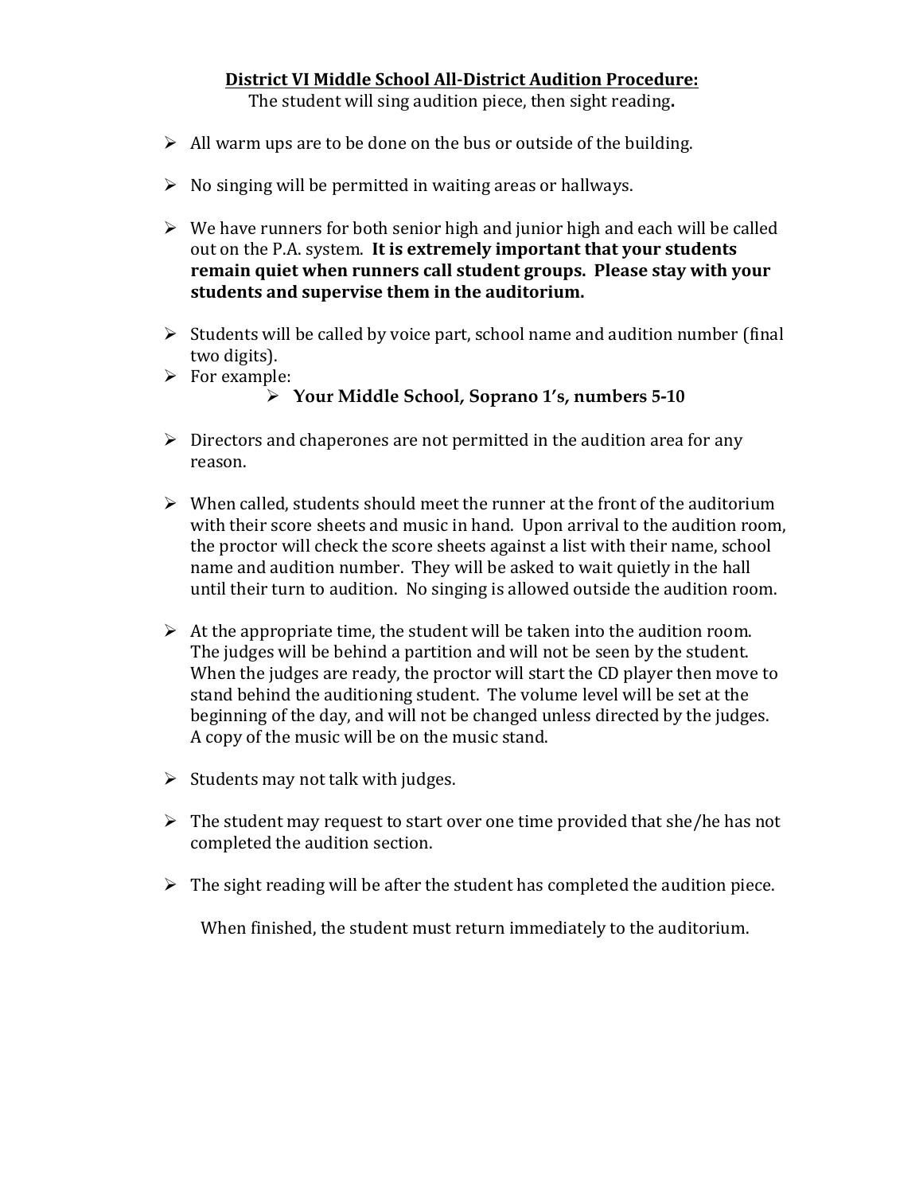## District VI Middle School All-District Audition Procedure:

The student will sing audition piece, then sight reading**.**

- All warm ups are to be done on the bus or outside of the building.
- No singing will be permitted in waiting areas or hallways.
- We have runners for both senior high and junior high and each will be called out on the P.A. system. **It is extremely important that your students remain quiet when runners call student groups. Please stay with your students and supervise them in the auditorium.**
- Students will be called by voice part, school name and audition number (final two digits).
- For example:
  - **Your Middle School, Soprano 1's, numbers 5-10**
- Directors and chaperones are not permitted in the audition area for any reason.
- When called, students should meet the runner at the front of the auditorium with their score sheets and music in hand. Upon arrival to the audition room, the proctor will check the score sheets against a list with their name, school name and audition number. They will be asked to wait quietly in the hall until their turn to audition. No singing is allowed outside the audition room.
- At the appropriate time, the student will be taken into the audition room. The judges will be behind a partition and will not be seen by the student. When the judges are ready, the proctor will start the CD player then move to stand behind the auditioning student. The volume level will be set at the beginning of the day, and will not be changed unless directed by the judges. A copy of the music will be on the music stand.
- Students may not talk with judges.
- The student may request to start over one time provided that she/he has not completed the audition section.
- The sight reading will be after the student has completed the audition piece.

When finished, the student must return immediately to the auditorium.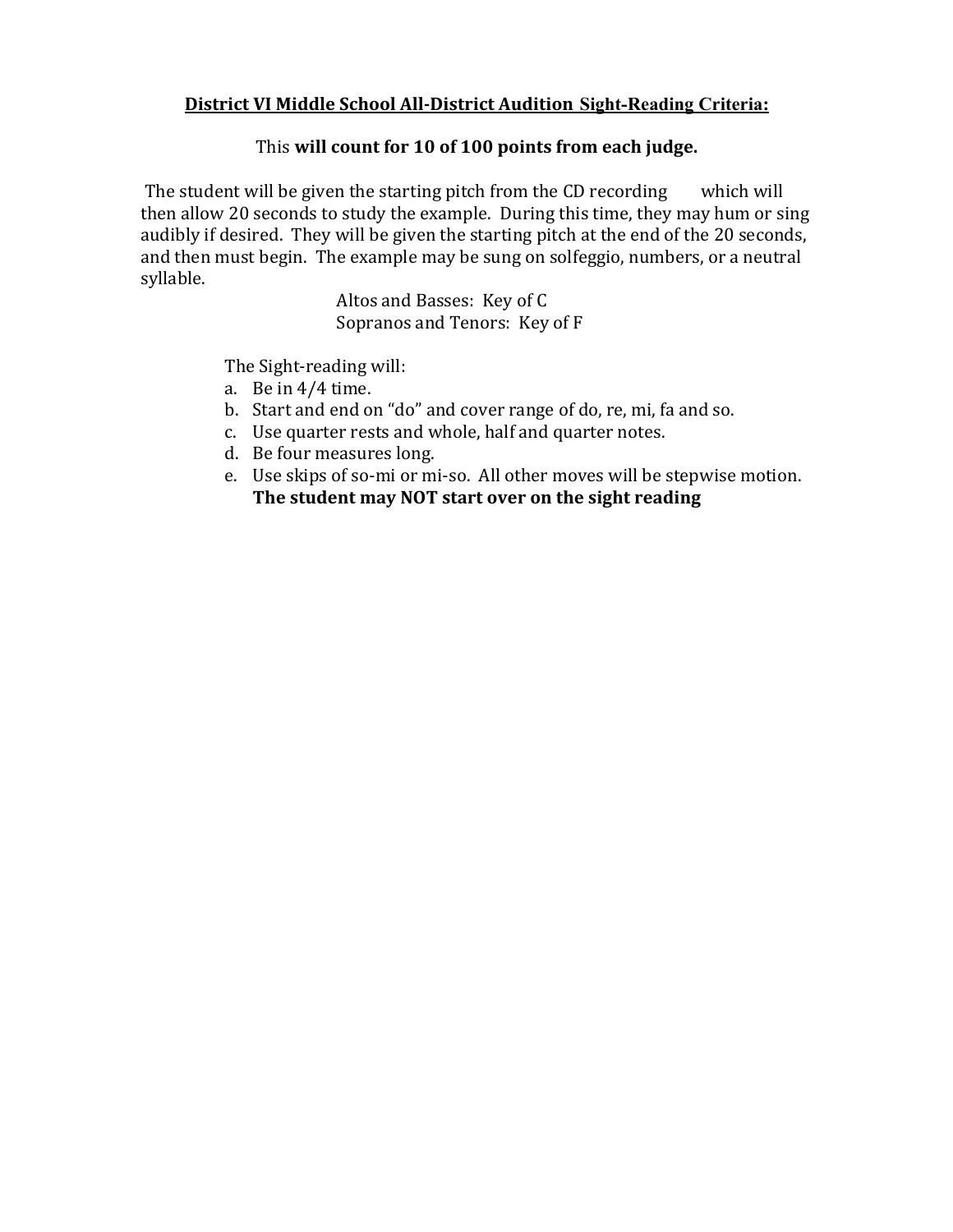## **District VI Middle School All-District Audition Sight-Reading Criteria:**

This **will count for 10 of 100 points from each judge.**

The student will be given the starting pitch from the CD recording which will then allow 20 seconds to study the example. During this time, they may hum or sing audibly if desired. They will be given the starting pitch at the end of the 20 seconds, and then must begin. The example may be sung on solfeggio, numbers, or a neutral syllable.

Altos and Basses: Key of C
Sopranos and Tenors: Key of F

The Sight-reading will:

a. Be in 4/4 time.
b. Start and end on "do" and cover range of do, re, mi, fa and so.
c. Use quarter rests and whole, half and quarter notes.
d. Be four measures long.
e. Use skips of so-mi or mi-so. All other moves will be stepwise motion.

**The student may NOT start over on the sight reading**